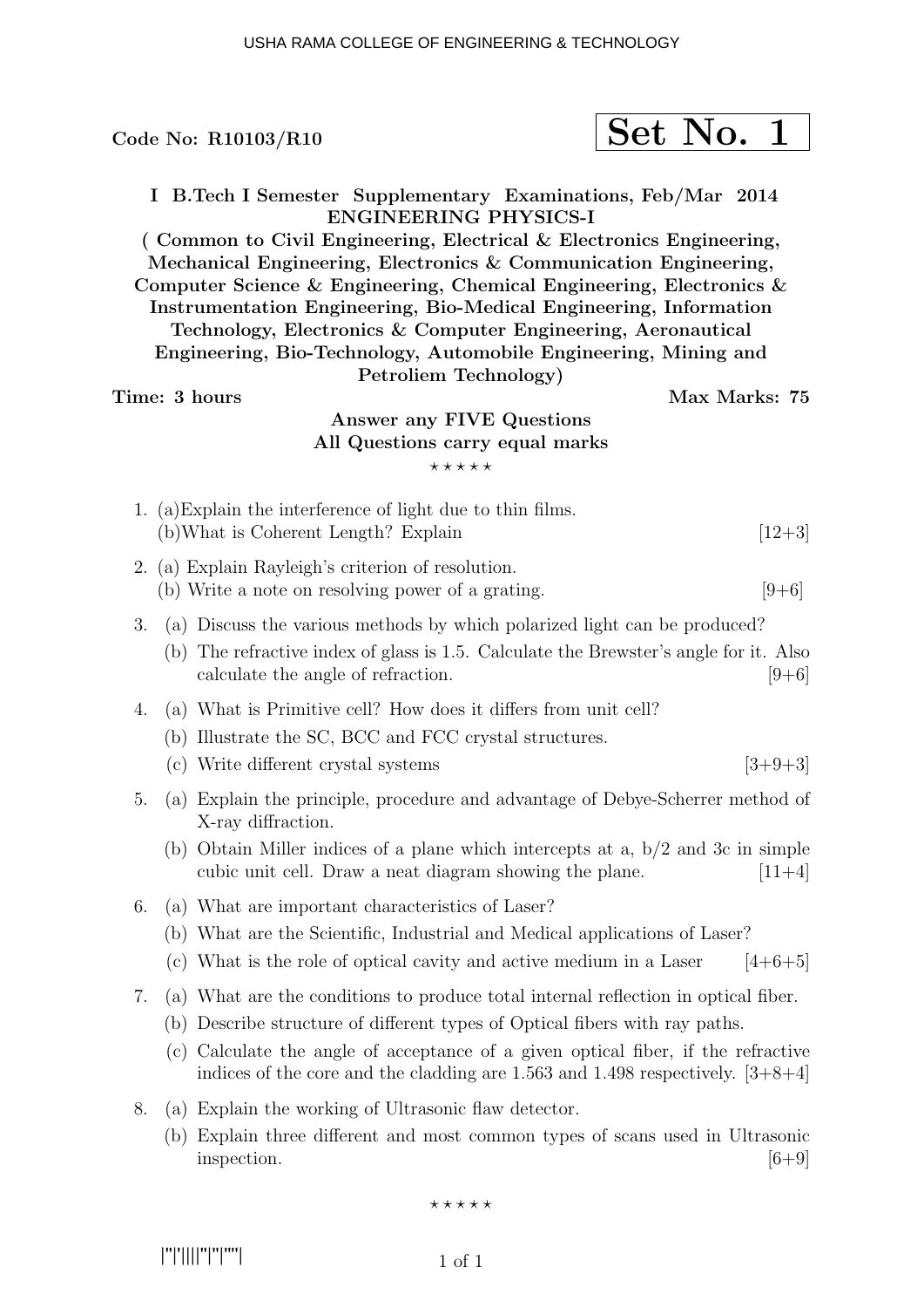Code No: R10103/R10

**Set No. 1**

**I B.Tech I Semester Supplementary Examinations, Feb/Mar 2014**
**ENGINEERING PHYSICS-I**
**( Common to Civil Engineering, Electrical & Electronics Engineering, Mechanical Engineering, Electronics & Communication Engineering, Computer Science & Engineering, Chemical Engineering, Electronics & Instrumentation Engineering, Bio-Medical Engineering, Information Technology, Electronics & Computer Engineering, Aeronautical Engineering, Bio-Technology, Automobile Engineering, Mining and Petroliem Technology)**

**Time: 3 hours** **Max Marks: 75**

**Answer any FIVE Questions**
**All Questions carry equal marks**

⋆ ⋆ ⋆ ⋆ ⋆

1. (a)Explain the interference of light due to thin films.
   (b)What is Coherent Length? Explain [12+3]

2. (a) Explain Rayleigh's criterion of resolution.
   (b) Write a note on resolving power of a grating. [9+6]

3. (a) Discuss the various methods by which polarized light can be produced?
   (b) The refractive index of glass is 1.5. Calculate the Brewster's angle for it. Also calculate the angle of refraction. [9+6]

4. (a) What is Primitive cell? How does it differs from unit cell?
   (b) Illustrate the SC, BCC and FCC crystal structures.
   (c) Write different crystal systems [3+9+3]

5. (a) Explain the principle, procedure and advantage of Debye-Scherrer method of X-ray diffraction.
   (b) Obtain Miller indices of a plane which intercepts at a, b/2 and 3c in simple cubic unit cell. Draw a neat diagram showing the plane. [11+4]

6. (a) What are important characteristics of Laser?
   (b) What are the Scientific, Industrial and Medical applications of Laser?
   (c) What is the role of optical cavity and active medium in a Laser [4+6+5]

7. (a) What are the conditions to produce total internal reflection in optical fiber.
   (b) Describe structure of different types of Optical fibers with ray paths.
   (c) Calculate the angle of acceptance of a given optical fiber, if the refractive indices of the core and the cladding are 1.563 and 1.498 respectively. [3+8+4]

8. (a) Explain the working of Ultrasonic flaw detector.
   (b) Explain three different and most common types of scans used in Ultrasonic inspection. [6+9]

⋆ ⋆ ⋆ ⋆ ⋆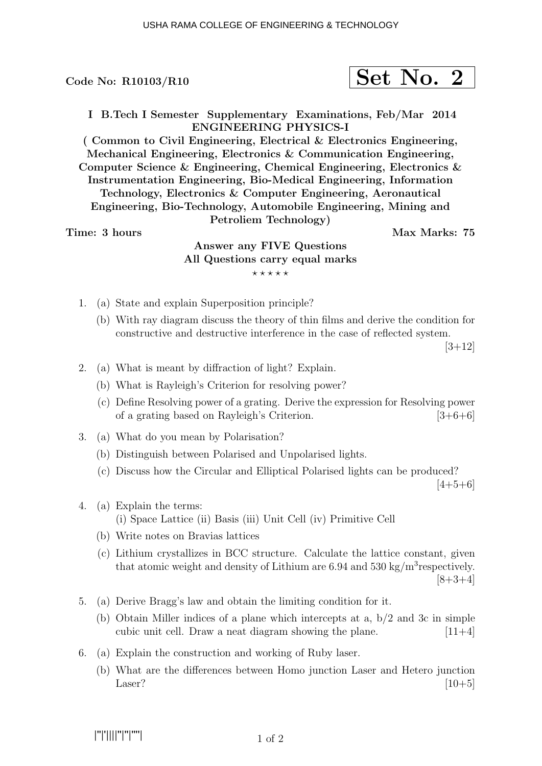Code No: R10103/R10

**Set No. 2**

**I B.Tech I Semester Supplementary Examinations, Feb/Mar 2014**
**ENGINEERING PHYSICS-I**
**( Common to Civil Engineering, Electrical & Electronics Engineering, Mechanical Engineering, Electronics & Communication Engineering, Computer Science & Engineering, Chemical Engineering, Electronics & Instrumentation Engineering, Bio-Medical Engineering, Information Technology, Electronics & Computer Engineering, Aeronautical Engineering, Bio-Technology, Automobile Engineering, Mining and Petroliem Technology)**

**Time: 3 hours** **Max Marks: 75**

**Answer any FIVE Questions**
**All Questions carry equal marks**
⋆ ⋆ ⋆ ⋆ ⋆

1. (a) State and explain Superposition principle?
   (b) With ray diagram discuss the theory of thin films and derive the condition for constructive and destructive interference in the case of reflected system.
   [3+12]

2. (a) What is meant by diffraction of light? Explain.
   (b) What is Rayleigh's Criterion for resolving power?
   (c) Define Resolving power of a grating. Derive the expression for Resolving power of a grating based on Rayleigh's Criterion. [3+6+6]

3. (a) What do you mean by Polarisation?
   (b) Distinguish between Polarised and Unpolarised lights.
   (c) Discuss how the Circular and Elliptical Polarised lights can be produced?
   [4+5+6]

4. (a) Explain the terms:
   (i) Space Lattice (ii) Basis (iii) Unit Cell (iv) Primitive Cell
   (b) Write notes on Bravias lattices
   (c) Lithium crystallizes in BCC structure. Calculate the lattice constant, given that atomic weight and density of Lithium are 6.94 and 530 $kg/m^3$respectively.
   [8+3+4]

5. (a) Derive Bragg's law and obtain the limiting condition for it.
   (b) Obtain Miller indices of a plane which intercepts at a, b/2 and 3c in simple cubic unit cell. Draw a neat diagram showing the plane. [11+4]

6. (a) Explain the construction and working of Ruby laser.
   (b) What are the differences between Homo junction Laser and Hetero junction Laser? [10+5]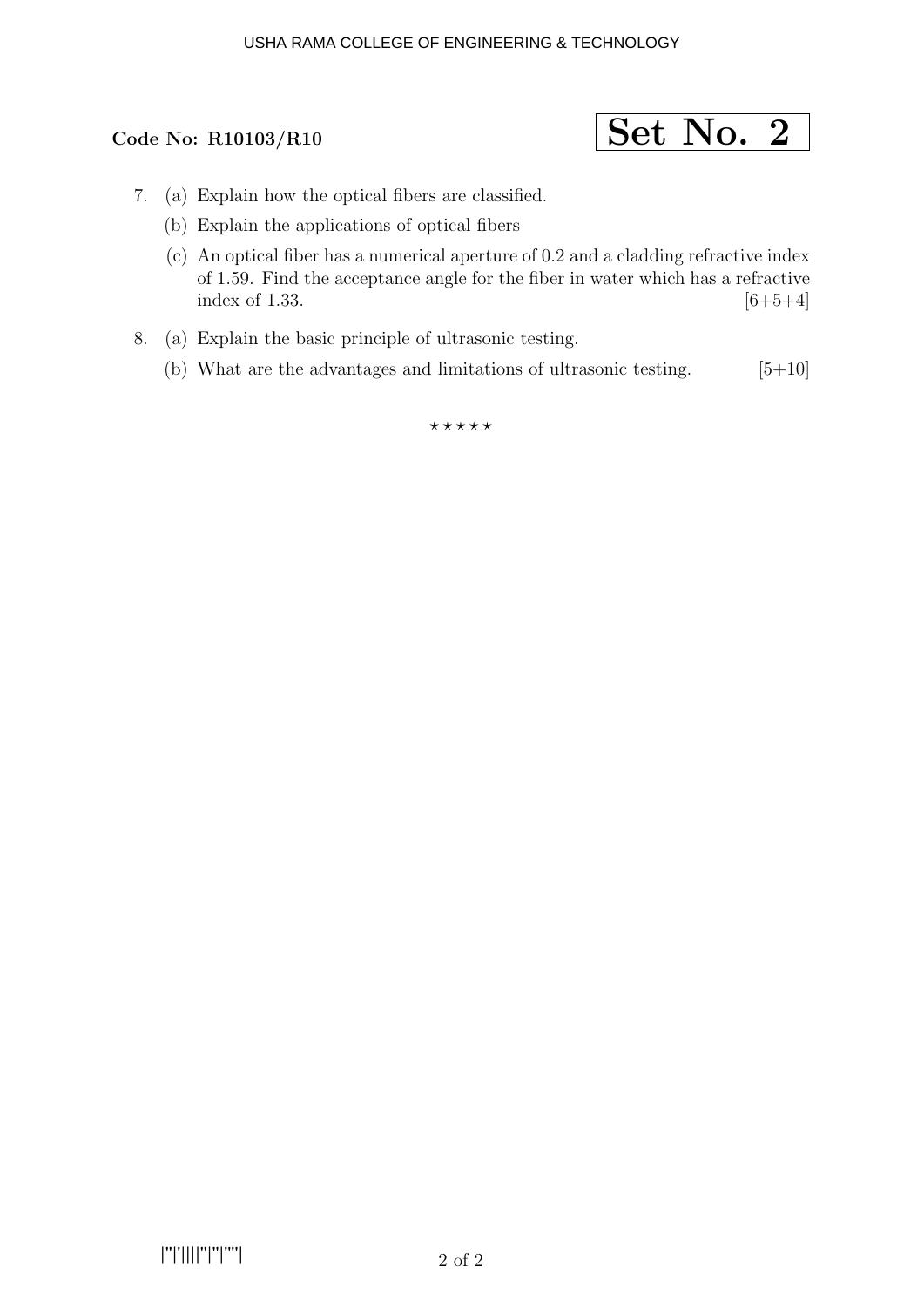**Code No: R10103/R10**

**Set No. 2**

7. (a) Explain how the optical fibers are classified.

   (b) Explain the applications of optical fibers

   (c) An optical fiber has a numerical aperture of 0.2 and a cladding refractive index of 1.59. Find the acceptance angle for the fiber in water which has a refractive index of 1.33. [6+5+4]

8. (a) Explain the basic principle of ultrasonic testing.

   (b) What are the advantages and limitations of ultrasonic testing. [5+10]

⋆ ⋆ ⋆ ⋆ ⋆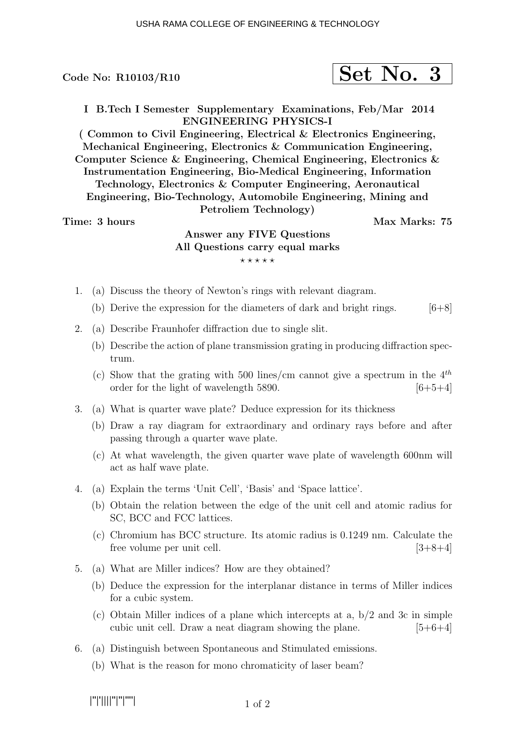Code No: R10103/R10

**Set No. 3**

**I B.Tech I Semester Supplementary Examinations, Feb/Mar 2014**
**ENGINEERING PHYSICS-I**
**( Common to Civil Engineering, Electrical & Electronics Engineering, Mechanical Engineering, Electronics & Communication Engineering, Computer Science & Engineering, Chemical Engineering, Electronics & Instrumentation Engineering, Bio-Medical Engineering, Information Technology, Electronics & Computer Engineering, Aeronautical Engineering, Bio-Technology, Automobile Engineering, Mining and Petroliem Technology)**

**Time: 3 hours** **Max Marks: 75**

**Answer any FIVE Questions**
**All Questions carry equal marks**

⋆ ⋆ ⋆ ⋆ ⋆

1. (a) Discuss the theory of Newton's rings with relevant diagram.
   (b) Derive the expression for the diameters of dark and bright rings. [6+8]

2. (a) Describe Fraunhofer diffraction due to single slit.
   (b) Describe the action of plane transmission grating in producing diffraction spectrum.
   (c) Show that the grating with 500 lines/cm cannot give a spectrum in the $4^{th}$ order for the light of wavelength 5890. [6+5+4]

3. (a) What is quarter wave plate? Deduce expression for its thickness
   (b) Draw a ray diagram for extraordinary and ordinary rays before and after passing through a quarter wave plate.
   (c) At what wavelength, the given quarter wave plate of wavelength 600nm will act as half wave plate.

4. (a) Explain the terms 'Unit Cell', 'Basis' and 'Space lattice'.
   (b) Obtain the relation between the edge of the unit cell and atomic radius for SC, BCC and FCC lattices.
   (c) Chromium has BCC structure. Its atomic radius is 0.1249 nm. Calculate the free volume per unit cell. [3+8+4]

5. (a) What are Miller indices? How are they obtained?
   (b) Deduce the expression for the interplanar distance in terms of Miller indices for a cubic system.
   (c) Obtain Miller indices of a plane which intercepts at a, b/2 and 3c in simple cubic unit cell. Draw a neat diagram showing the plane. [5+6+4]

6. (a) Distinguish between Spontaneous and Stimulated emissions.
   (b) What is the reason for mono chromaticity of laser beam?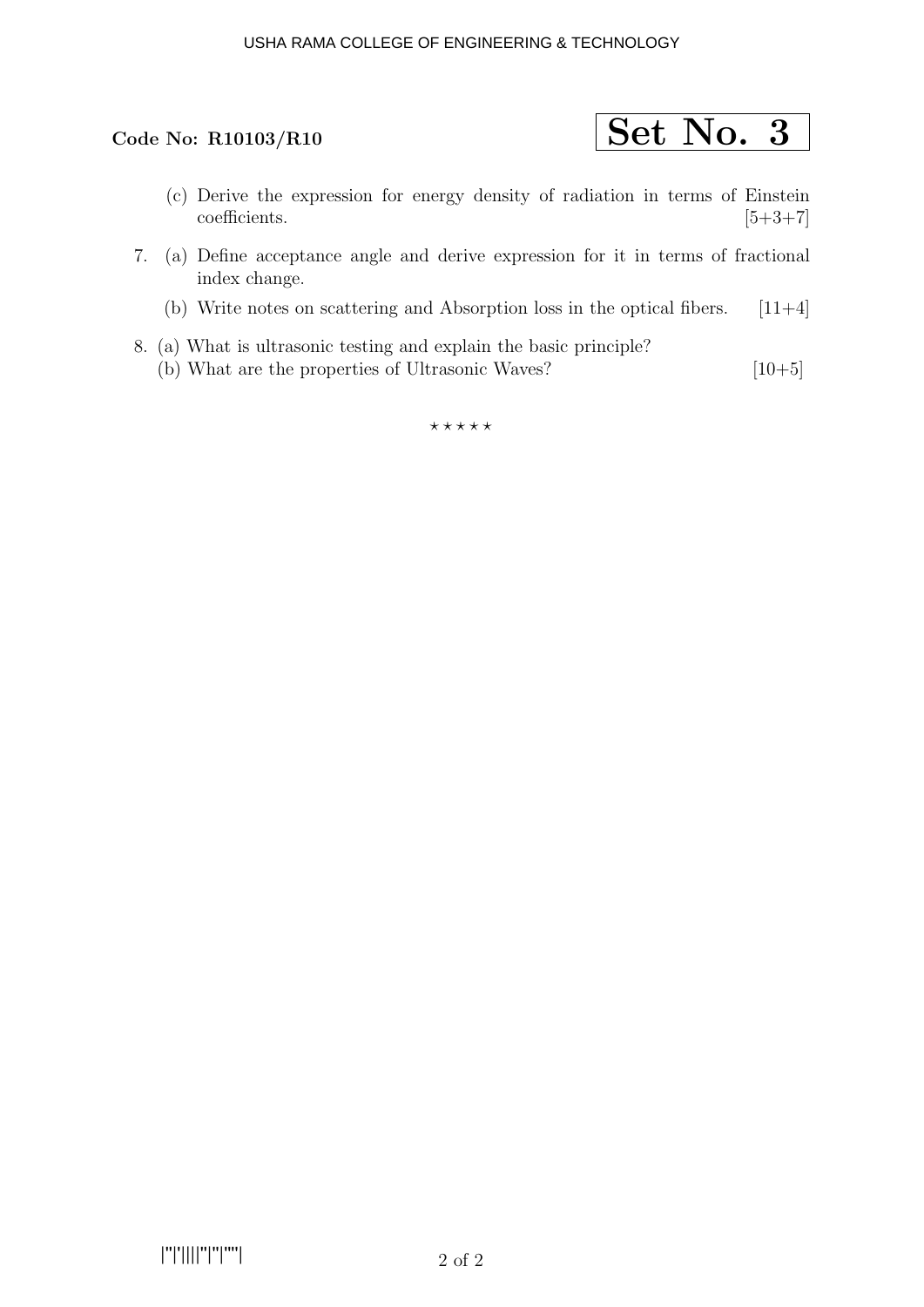**Code No: R10103/R10**

**Set No. 3**

(c) Derive the expression for energy density of radiation in terms of Einstein coefficients. [5+3+7]

7. (a) Define acceptance angle and derive expression for it in terms of fractional index change.

   (b) Write notes on scattering and Absorption loss in the optical fibers. [11+4]

8. (a) What is ultrasonic testing and explain the basic principle?

   (b) What are the properties of Ultrasonic Waves? [10+5]

⋆ ⋆ ⋆ ⋆ ⋆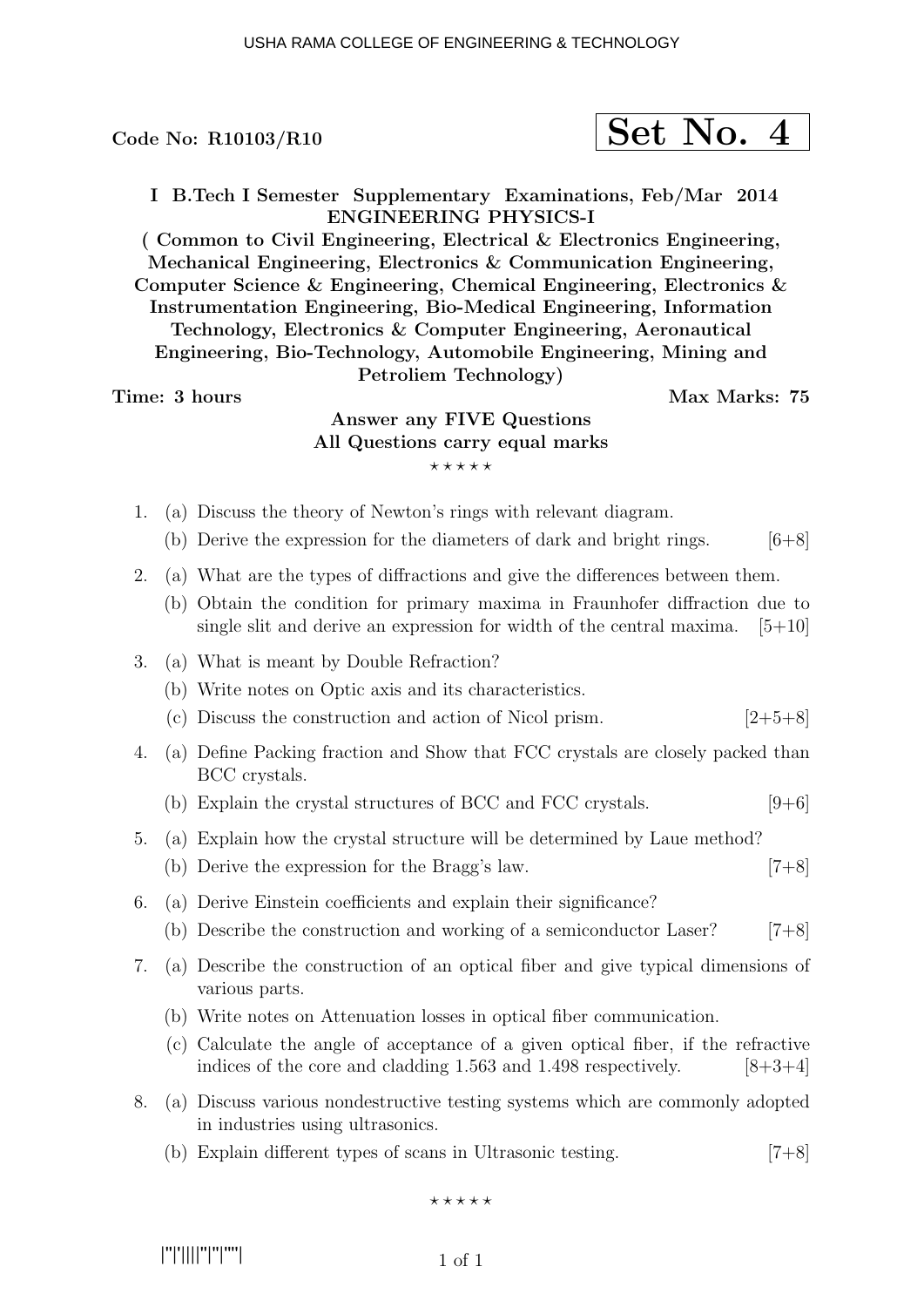Code No: R10103/R10

**Set No. 4**

**I B.Tech I Semester Supplementary Examinations, Feb/Mar 2014**
**ENGINEERING PHYSICS-I**
**( Common to Civil Engineering, Electrical & Electronics Engineering, Mechanical Engineering, Electronics & Communication Engineering, Computer Science & Engineering, Chemical Engineering, Electronics & Instrumentation Engineering, Bio-Medical Engineering, Information Technology, Electronics & Computer Engineering, Aeronautical Engineering, Bio-Technology, Automobile Engineering, Mining and Petroliem Technology)**

**Time: 3 hours** **Max Marks: 75**

**Answer any FIVE Questions**
**All Questions carry equal marks**

⋆ ⋆ ⋆ ⋆ ⋆

1. (a) Discuss the theory of Newton's rings with relevant diagram.
   (b) Derive the expression for the diameters of dark and bright rings. [6+8]

2. (a) What are the types of diffractions and give the differences between them.
   (b) Obtain the condition for primary maxima in Fraunhofer diffraction due to single slit and derive an expression for width of the central maxima. [5+10]

3. (a) What is meant by Double Refraction?
   (b) Write notes on Optic axis and its characteristics.
   (c) Discuss the construction and action of Nicol prism. [2+5+8]

4. (a) Define Packing fraction and Show that FCC crystals are closely packed than BCC crystals.
   (b) Explain the crystal structures of BCC and FCC crystals. [9+6]

5. (a) Explain how the crystal structure will be determined by Laue method?
   (b) Derive the expression for the Bragg's law. [7+8]

6. (a) Derive Einstein coefficients and explain their significance?
   (b) Describe the construction and working of a semiconductor Laser? [7+8]

7. (a) Describe the construction of an optical fiber and give typical dimensions of various parts.
   (b) Write notes on Attenuation losses in optical fiber communication.
   (c) Calculate the angle of acceptance of a given optical fiber, if the refractive indices of the core and cladding 1.563 and 1.498 respectively. [8+3+4]

8. (a) Discuss various nondestructive testing systems which are commonly adopted in industries using ultrasonics.
   (b) Explain different types of scans in Ultrasonic testing. [7+8]

⋆ ⋆ ⋆ ⋆ ⋆